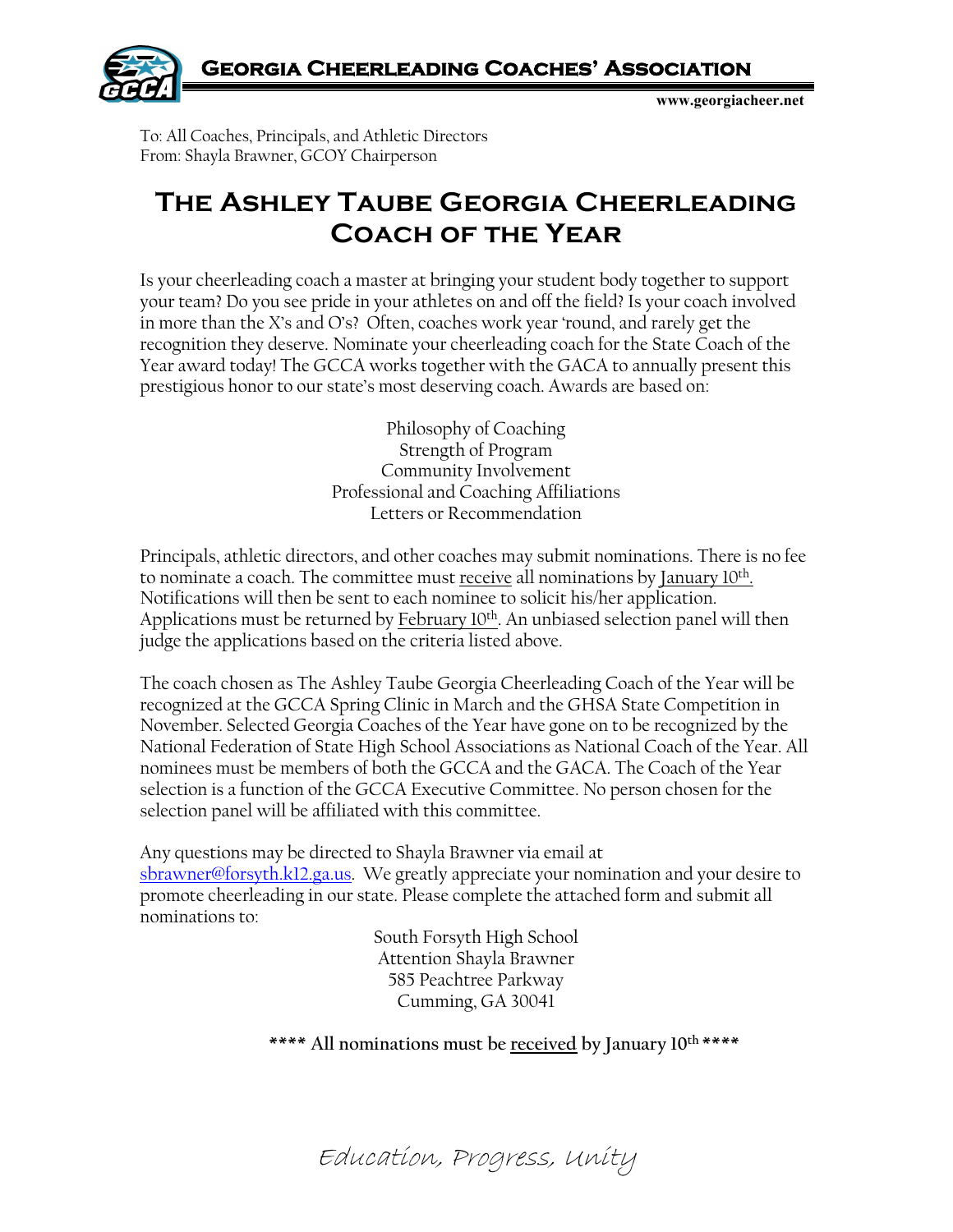**Georgia Cheerleading Coaches' Association**

www.georgiacheer.net

To: All Coaches, Principals, and Athletic Directors
From: Shayla Brawner, GCOY Chairperson

# The Ashley Taube Georgia Cheerleading Coach of the Year

Is your cheerleading coach a master at bringing your student body together to support your team? Do you see pride in your athletes on and off the field? Is your coach involved in more than the X's and O's? Often, coaches work year 'round, and rarely get the recognition they deserve. Nominate your cheerleading coach for the State Coach of the Year award today! The GCCA works together with the GACA to annually present this prestigious honor to our state's most deserving coach. Awards are based on:

Philosophy of Coaching
Strength of Program
Community Involvement
Professional and Coaching Affiliations
Letters or Recommendation

Principals, athletic directors, and other coaches may submit nominations. There is no fee to nominate a coach. The committee must receive all nominations by January 10th. Notifications will then be sent to each nominee to solicit his/her application. Applications must be returned by February 10th. An unbiased selection panel will then judge the applications based on the criteria listed above.

The coach chosen as The Ashley Taube Georgia Cheerleading Coach of the Year will be recognized at the GCCA Spring Clinic in March and the GHSA State Competition in November. Selected Georgia Coaches of the Year have gone on to be recognized by the National Federation of State High School Associations as National Coach of the Year. All nominees must be members of both the GCCA and the GACA. The Coach of the Year selection is a function of the GCCA Executive Committee. No person chosen for the selection panel will be affiliated with this committee.

Any questions may be directed to Shayla Brawner via email at sbrawner@forsyth.k12.ga.us. We greatly appreciate your nomination and your desire to promote cheerleading in our state. Please complete the attached form and submit all nominations to:

South Forsyth High School
Attention Shayla Brawner
585 Peachtree Parkway
Cumming, GA 30041

**\*\*\*\* All nominations must be received by January 10th \*\*\*\***

*Education, Progress, Unity*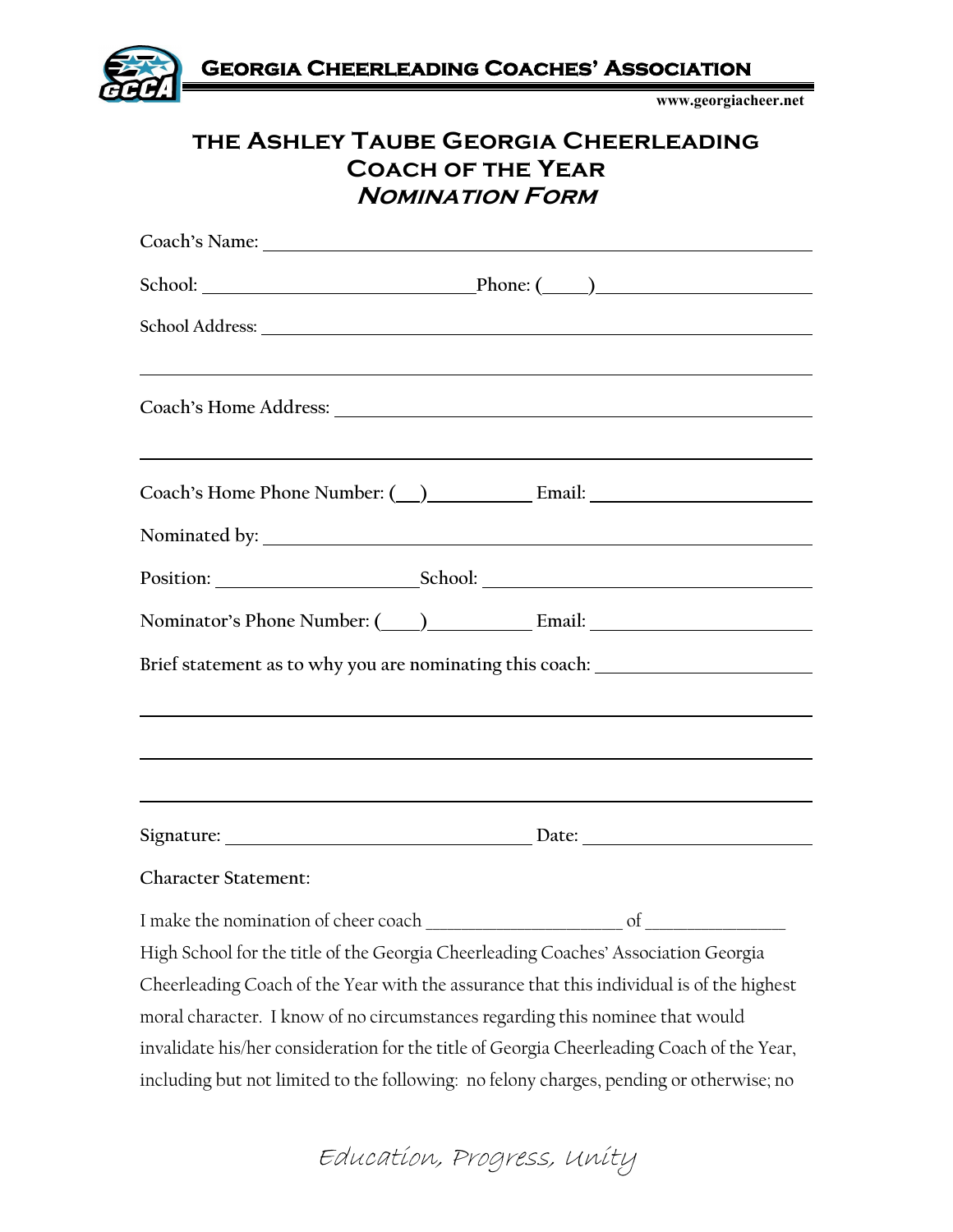# The Ashley Taube Georgia Cheerleading Coach of the Year
## *Nomination Form*

**Coach's Name:** ______________________________________________

**School:** ________________________ **Phone: (____)** __________________

**School Address:** ______________________________________________

______________________________________________

**Coach's Home Address:** ______________________________________________

______________________________________________

**Coach's Home Phone Number: (__)** __________ **Email:** __________________

**Nominated by:** ______________________________________________

**Position:** __________________ **School:** ____________________________

**Nominator's Phone Number: (____)** __________ **Email:** __________________

**Brief statement as to why you are nominating this coach:** __________________

______________________________________________

______________________________________________

______________________________________________

**Signature:** ____________________________ **Date:** ____________________

**Character Statement:**

I make the nomination of cheer coach ______________________ of _______________ High School for the title of the Georgia Cheerleading Coaches' Association Georgia Cheerleading Coach of the Year with the assurance that this individual is of the highest moral character. I know of no circumstances regarding this nominee that would invalidate his/her consideration for the title of Georgia Cheerleading Coach of the Year, including but not limited to the following: no felony charges, pending or otherwise; no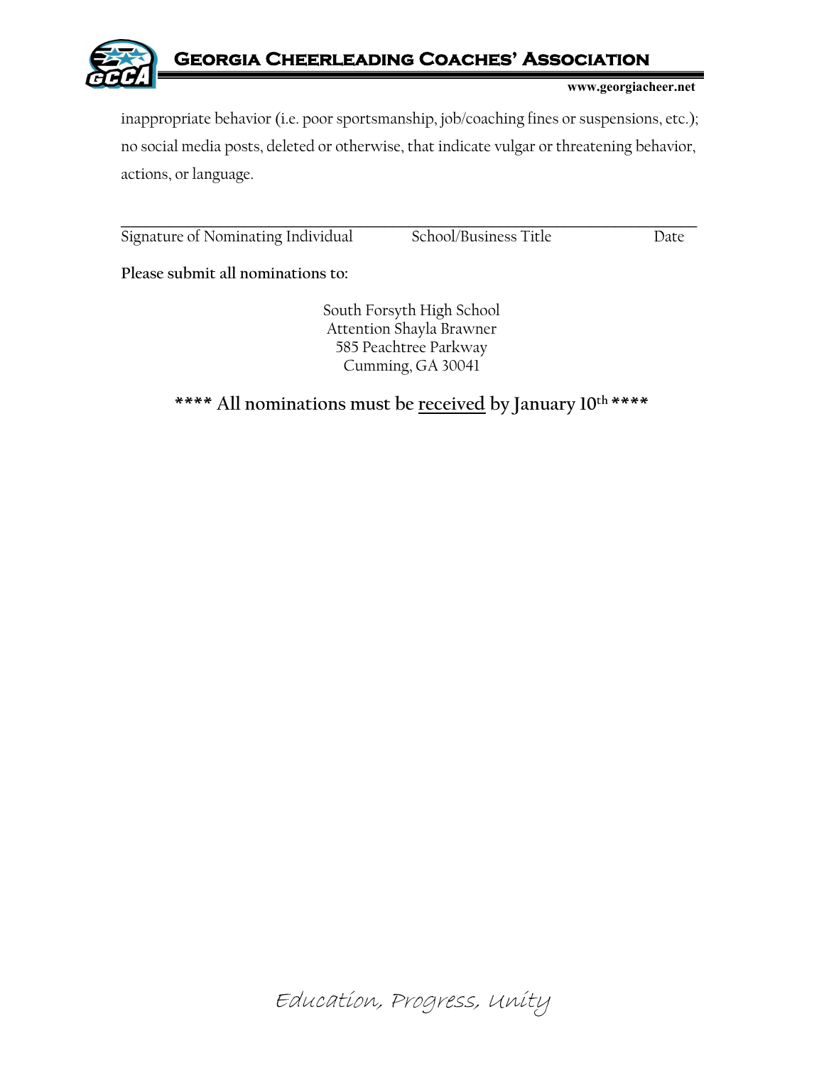inappropriate behavior (i.e. poor sportsmanship, job/coaching fines or suspensions, etc.); no social media posts, deleted or otherwise, that indicate vulgar or threatening behavior, actions, or language.

\_\_\_\_\_\_\_\_\_\_\_\_\_\_\_\_\_\_\_\_\_\_\_\_\_\_\_\_\_\_\_\_\_\_\_\_\_\_\_\_\_\_\_\_\_\_\_\_\_\_\_\_\_\_\_\_\_\_\_\_\_\_\_\_\_\_\_\_\_\_\_\_

Signature of Nominating Individual          School/Business Title          Date

**Please submit all nominations to:**

South Forsyth High School
Attention Shayla Brawner
585 Peachtree Parkway
Cumming, GA 30041

**\*\*\*\* All nominations must be <u>received</u> by January 10th \*\*\*\***

*Education, Progress, Unity*